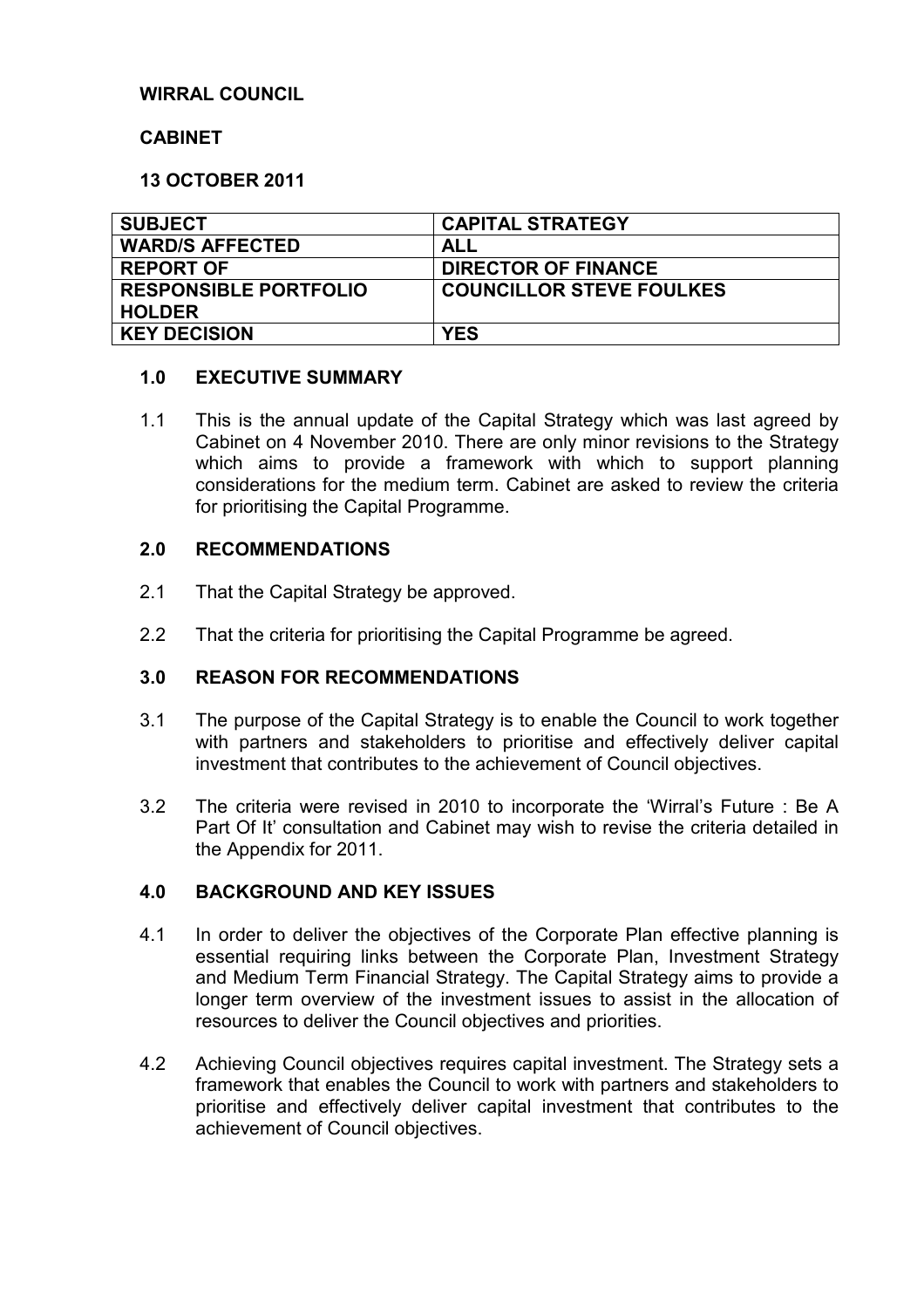**WIRRAL COUNCIL**

**CABINET**

**13 OCTOBER 2011**

| SUBJECT | CAPITAL STRATEGY |
|---|---|
| WARD/S AFFECTED | ALL |
| REPORT OF | DIRECTOR OF FINANCE |
| RESPONSIBLE PORTFOLIO HOLDER | COUNCILLOR STEVE FOULKES |
| KEY DECISION | YES |

## 1.0 EXECUTIVE SUMMARY

1.1 This is the annual update of the Capital Strategy which was last agreed by Cabinet on 4 November 2010. There are only minor revisions to the Strategy which aims to provide a framework with which to support planning considerations for the medium term. Cabinet are asked to review the criteria for prioritising the Capital Programme.

## 2.0 RECOMMENDATIONS

2.1 That the Capital Strategy be approved.

2.2 That the criteria for prioritising the Capital Programme be agreed.

## 3.0 REASON FOR RECOMMENDATIONS

3.1 The purpose of the Capital Strategy is to enable the Council to work together with partners and stakeholders to prioritise and effectively deliver capital investment that contributes to the achievement of Council objectives.

3.2 The criteria were revised in 2010 to incorporate the 'Wirral's Future : Be A Part Of It' consultation and Cabinet may wish to revise the criteria detailed in the Appendix for 2011.

## 4.0 BACKGROUND AND KEY ISSUES

4.1 In order to deliver the objectives of the Corporate Plan effective planning is essential requiring links between the Corporate Plan, Investment Strategy and Medium Term Financial Strategy. The Capital Strategy aims to provide a longer term overview of the investment issues to assist in the allocation of resources to deliver the Council objectives and priorities.

4.2 Achieving Council objectives requires capital investment. The Strategy sets a framework that enables the Council to work with partners and stakeholders to prioritise and effectively deliver capital investment that contributes to the achievement of Council objectives.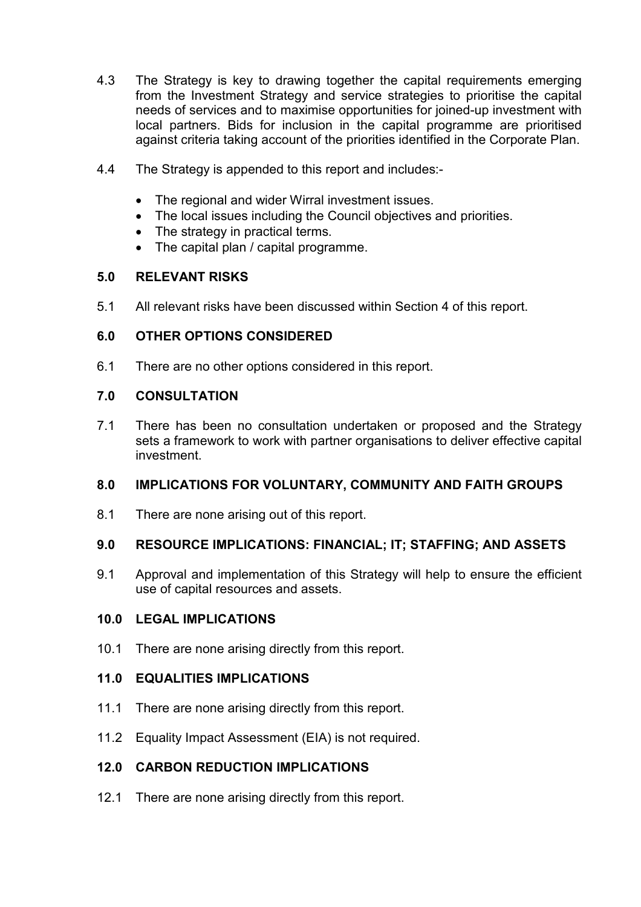4.3 The Strategy is key to drawing together the capital requirements emerging from the Investment Strategy and service strategies to prioritise the capital needs of services and to maximise opportunities for joined-up investment with local partners. Bids for inclusion in the capital programme are prioritised against criteria taking account of the priorities identified in the Corporate Plan.

4.4 The Strategy is appended to this report and includes:-

- The regional and wider Wirral investment issues.
- The local issues including the Council objectives and priorities.
- The strategy in practical terms.
- The capital plan / capital programme.

## 5.0 RELEVANT RISKS

5.1 All relevant risks have been discussed within Section 4 of this report.

## 6.0 OTHER OPTIONS CONSIDERED

6.1 There are no other options considered in this report.

## 7.0 CONSULTATION

7.1 There has been no consultation undertaken or proposed and the Strategy sets a framework to work with partner organisations to deliver effective capital investment.

## 8.0 IMPLICATIONS FOR VOLUNTARY, COMMUNITY AND FAITH GROUPS

8.1 There are none arising out of this report.

## 9.0 RESOURCE IMPLICATIONS: FINANCIAL; IT; STAFFING; AND ASSETS

9.1 Approval and implementation of this Strategy will help to ensure the efficient use of capital resources and assets.

## 10.0 LEGAL IMPLICATIONS

10.1 There are none arising directly from this report.

## 11.0 EQUALITIES IMPLICATIONS

11.1 There are none arising directly from this report.

11.2 Equality Impact Assessment (EIA) is not required.

## 12.0 CARBON REDUCTION IMPLICATIONS

12.1 There are none arising directly from this report.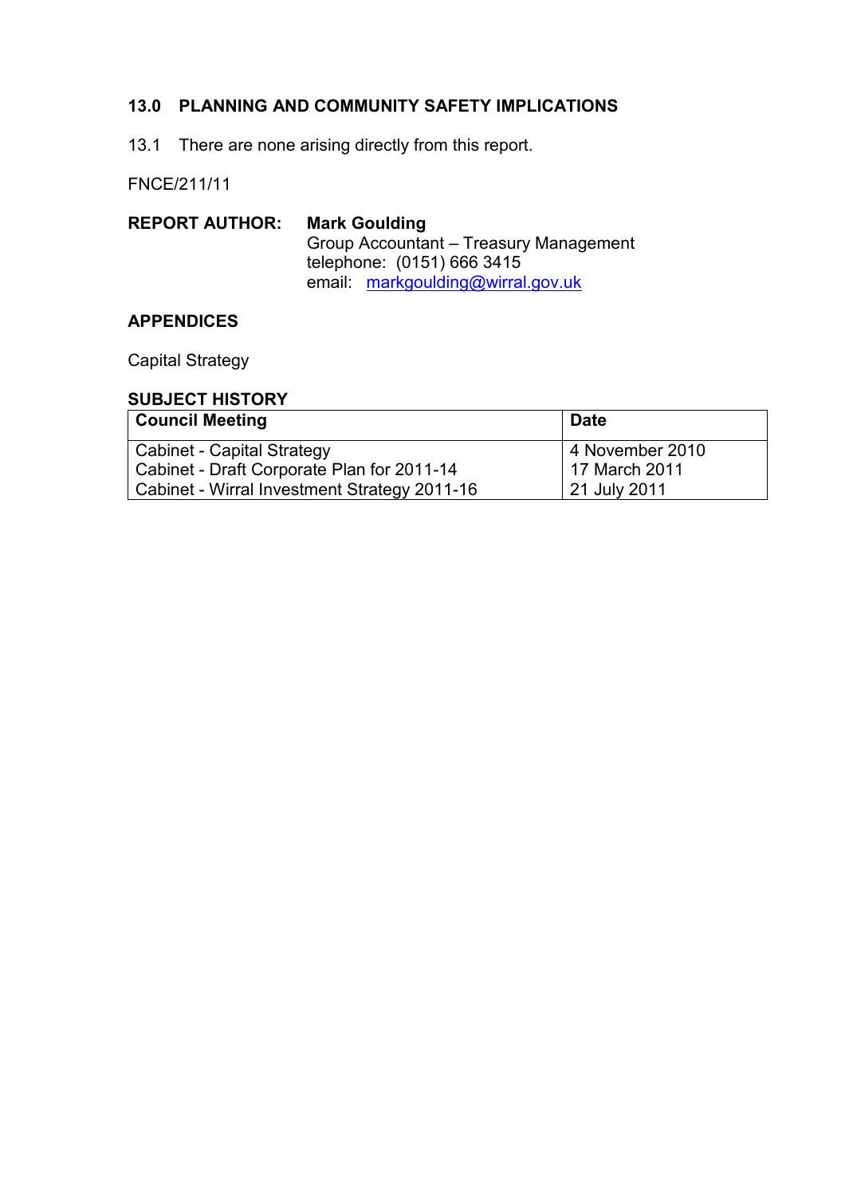## 13.0 PLANNING AND COMMUNITY SAFETY IMPLICATIONS

13.1 There are none arising directly from this report.

FNCE/211/11

**REPORT AUTHOR:** **Mark Goulding**
Group Accountant – Treasury Management
telephone: (0151) 666 3415
email: markgoulding@wirral.gov.uk

## APPENDICES

Capital Strategy

## SUBJECT HISTORY

| Council Meeting | Date |
|---|---|
| Cabinet - Capital Strategy | 4 November 2010 |
| Cabinet - Draft Corporate Plan for 2011-14 | 17 March 2011 |
| Cabinet - Wirral Investment Strategy 2011-16 | 21 July 2011 |